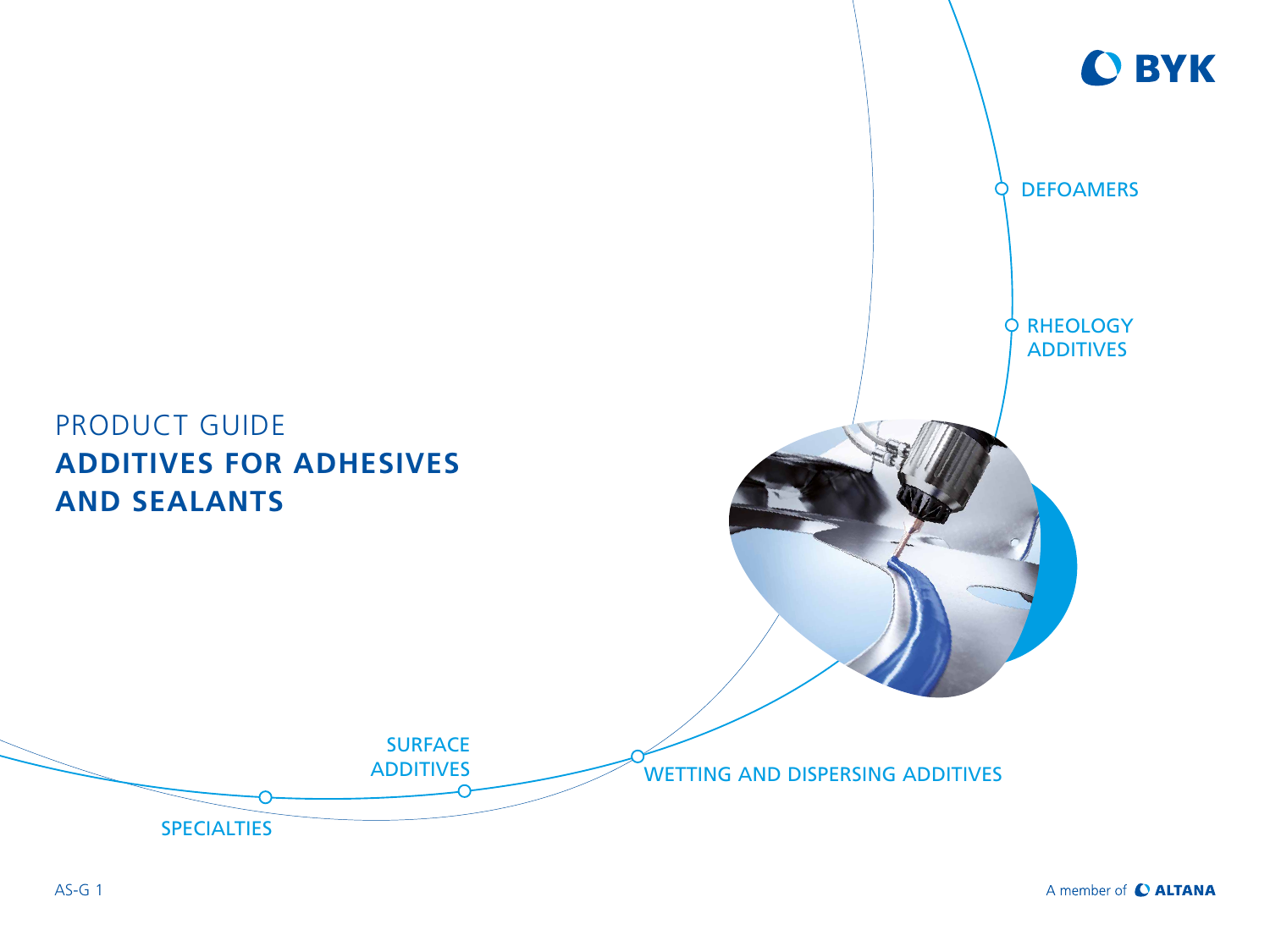BYK

DEFOAMERS

RHEOLOGY ADDITIVES

# PRODUCT GUIDE
# ADDITIVES FOR ADHESIVES AND SEALANTS

SURFACE ADDITIVES

WETTING AND DISPERSING ADDITIVES

SPECIALTIES

AS-G 1

A member of ALTANA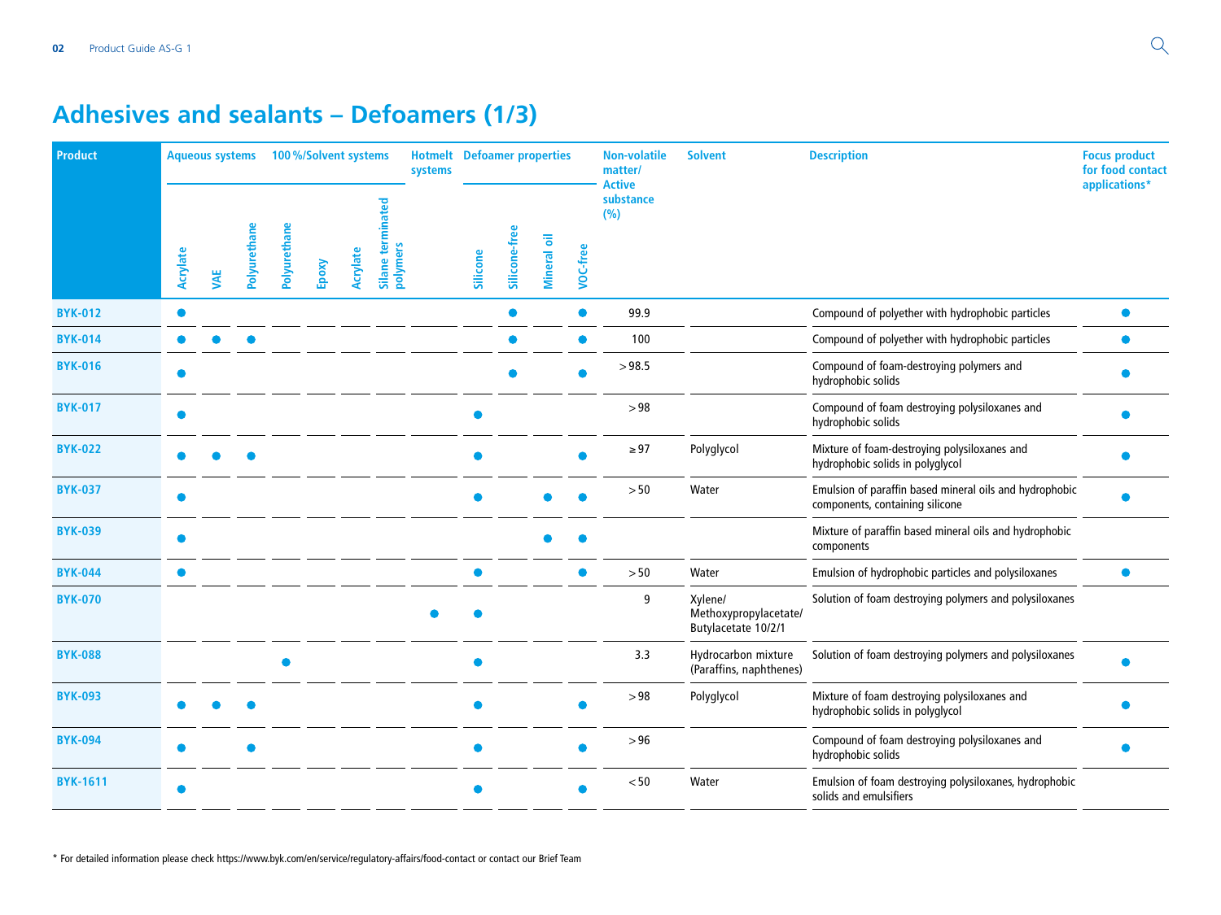# Adhesives and sealants – Defoamers (1/3)

| Product | Aqueous systems | | | 100 %/Solvent systems | | | | Hotmelt systems | Defoamer properties | | | | Non-volatile matter/ Active substance (%) | Solvent | Description | Focus product for food contact applications* |
|---|---|---|---|---|---|---|---|---|---|---|---|---|---|---|---|---|
| | Acrylate | VAE | Polyurethane | Polyurethane | Epoxy | Acrylate | Silane terminated polymers | | Silicone | Silicone-free | Mineral oil | VOC-free | | | | |
| BYK-012 | ● | | | | | | | | | ● | | ● | 99.9 | | Compound of polyether with hydrophobic particles | ● |
| BYK-014 | ● | ● | ● | | | | | | | ● | | ● | 100 | | Compound of polyether with hydrophobic particles | ● |
| BYK-016 | ● | | | | | | | | | ● | | ● | > 98.5 | | Compound of foam-destroying polymers and hydrophobic solids | ● |
| BYK-017 | ● | | | | | | | | ● | | | | > 98 | | Compound of foam destroying polysiloxanes and hydrophobic solids | ● |
| BYK-022 | ● | ● | ● | | | | | | ● | | | ● | ≥ 97 | Polyglycol | Mixture of foam-destroying polysiloxanes and hydrophobic solids in polyglycol | ● |
| BYK-037 | ● | | | | | | | | ● | | ● | ● | > 50 | Water | Emulsion of paraffin based mineral oils and hydrophobic components, containing silicone | ● |
| BYK-039 | ● | | | | | | | | | | ● | ● | | | Mixture of paraffin based mineral oils and hydrophobic components | |
| BYK-044 | ● | | | | | | | | ● | | | ● | > 50 | Water | Emulsion of hydrophobic particles and polysiloxanes | ● |
| BYK-070 | | | | | | | | ● | ● | | | | 9 | Xylene/ Methoxypropylacetate/ Butylacetate 10/2/1 | Solution of foam destroying polymers and polysiloxanes | |
| BYK-088 | | | | ● | | | | | ● | | | | 3.3 | Hydrocarbon mixture (Paraffins, naphthenes) | Solution of foam destroying polymers and polysiloxanes | ● |
| BYK-093 | ● | ● | ● | | | | | | ● | | | ● | > 98 | Polyglycol | Mixture of foam destroying polysiloxanes and hydrophobic solids in polyglycol | ● |
| BYK-094 | ● | | ● | | | | | | ● | | | ● | > 96 | | Compound of foam destroying polysiloxanes and hydrophobic solids | ● |
| BYK-1611 | ● | | | | | | | | ● | | | ● | < 50 | Water | Emulsion of foam destroying polysiloxanes, hydrophobic solids and emulsifiers | |

* For detailed information please check https://www.byk.com/en/service/regulatory-affairs/food-contact or contact our Brief Team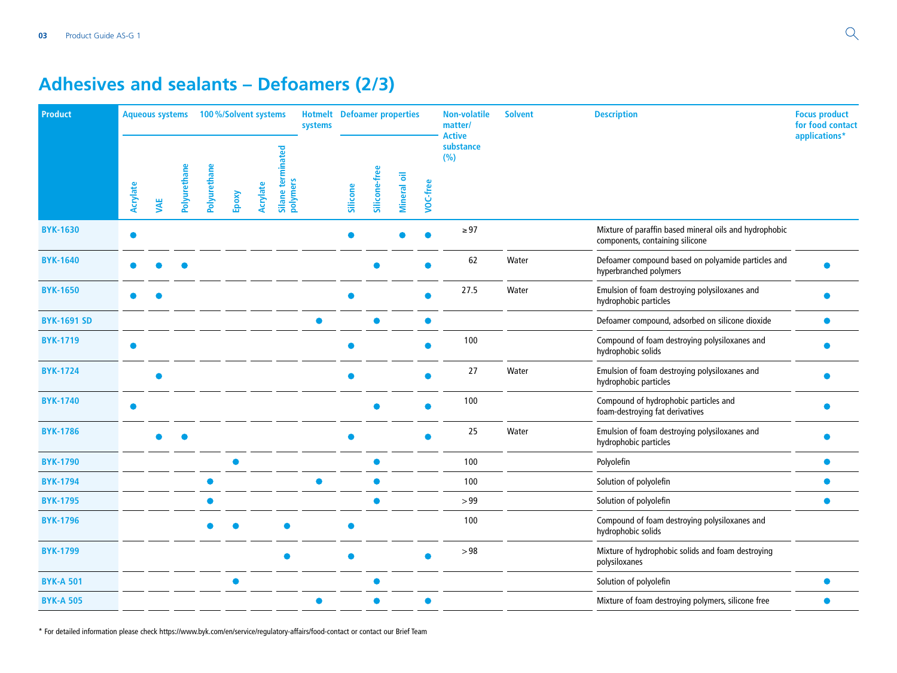# Adhesives and sealants – Defoamers (2/3)

| Product | Aqueous systems | | | 100 %/Solvent systems | | | | Hotmelt systems | Defoamer properties | | | | Non-volatile matter/ Active substance (%) | Solvent | Description | Focus product for food contact applications* |
|---|---|---|---|---|---|---|---|---|---|---|---|---|---|---|---|---|
| | Acrylate | VAE | Polyurethane | Polyurethane | Epoxy | Acrylate | Silane terminated polymers | | Silicone | Silicone-free | Mineral oil | VOC-free | | | | |
| **BYK-1630** | ● | | | | | | | | ● | | ● | ● | ≥ 97 | | Mixture of paraffin based mineral oils and hydrophobic components, containing silicone | |
| **BYK-1640** | ● | ● | ● | | | | | | | ● | | ● | 62 | Water | Defoamer compound based on polyamide particles and hyperbranched polymers | ● |
| **BYK-1650** | ● | ● | | | | | | | ● | | | ● | 27.5 | Water | Emulsion of foam destroying polysiloxanes and hydrophobic particles | ● |
| **BYK-1691 SD** | | | | | | | | ● | | ● | | ● | | | Defoamer compound, adsorbed on silicone dioxide | ● |
| **BYK-1719** | ● | | | | | | | | ● | | | ● | 100 | | Compound of foam destroying polysiloxanes and hydrophobic solids | ● |
| **BYK-1724** | | ● | | | | | | | ● | | | ● | 27 | Water | Emulsion of foam destroying polysiloxanes and hydrophobic particles | ● |
| **BYK-1740** | ● | | | | | | | | | ● | | ● | 100 | | Compound of hydrophobic particles and foam-destroying fat derivatives | ● |
| **BYK-1786** | | ● | ● | | | | | | ● | | | ● | 25 | Water | Emulsion of foam destroying polysiloxanes and hydrophobic particles | ● |
| **BYK-1790** | | | | | ● | | | | | ● | | | 100 | | Polyolefin | ● |
| **BYK-1794** | | | | ● | | | | ● | | ● | | | 100 | | Solution of polyolefin | ● |
| **BYK-1795** | | | | ● | | | | | | ● | | | > 99 | | Solution of polyolefin | ● |
| **BYK-1796** | | | | ● | ● | | ● | | ● | | | | 100 | | Compound of foam destroying polysiloxanes and hydrophobic solids | |
| **BYK-1799** | | | | | | | ● | | ● | | | ● | > 98 | | Mixture of hydrophobic solids and foam destroying polysiloxanes | |
| **BYK-A 501** | | | | | ● | | | | | ● | | | | | Solution of polyolefin | ● |
| **BYK-A 505** | | | | | | | | ● | | ● | | ● | | | Mixture of foam destroying polymers, silicone free | ● |

* For detailed information please check https://www.byk.com/en/service/regulatory-affairs/food-contact or contact our Brief Team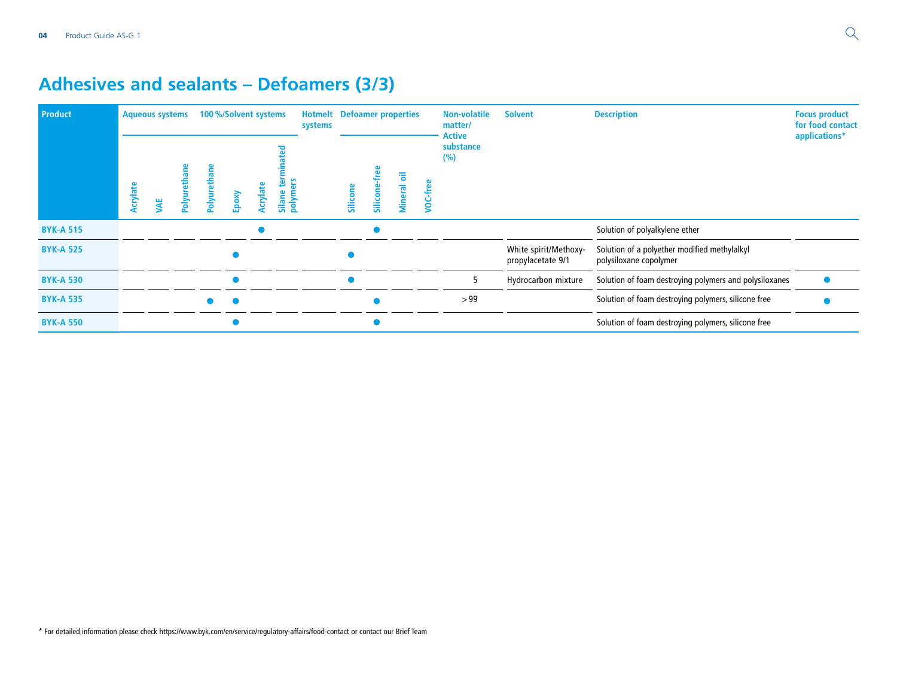# Adhesives and sealants – Defoamers (3/3)

| Product | Aqueous systems | | | 100 %/Solvent systems | | | | Hotmelt systems | Defoamer properties | | | | Non-volatile matter/ Active substance (%) | Solvent | Description | Focus product for food contact applications* |
|---|---|---|---|---|---|---|---|---|---|---|---|---|---|---|---|---|
| | Acrylate | VAE | Polyurethane | Polyurethane | Epoxy | Acrylate | Silane terminated polymers | | Silicone | Silicone-free | Mineral oil | VOC-free | | | | |
| **BYK-A 515** | | | | | | ● | | | | ● | | | | | Solution of polyalkylene ether | |
| **BYK-A 525** | | | | | ● | | | | ● | | | | | White spirit/Methoxy-propylacetate 9/1 | Solution of a polyether modified methylalkyl polysiloxane copolymer | |
| **BYK-A 530** | | | | | ● | | | | ● | | | | 5 | Hydrocarbon mixture | Solution of foam destroying polymers and polysiloxanes | ● |
| **BYK-A 535** | | | | ● | ● | | | | | ● | | | > 99 | | Solution of foam destroying polymers, silicone free | ● |
| **BYK-A 550** | | | | | ● | | | | | ● | | | | | Solution of foam destroying polymers, silicone free | |

* For detailed information please check https://www.byk.com/en/service/regulatory-affairs/food-contact or contact our Brief Team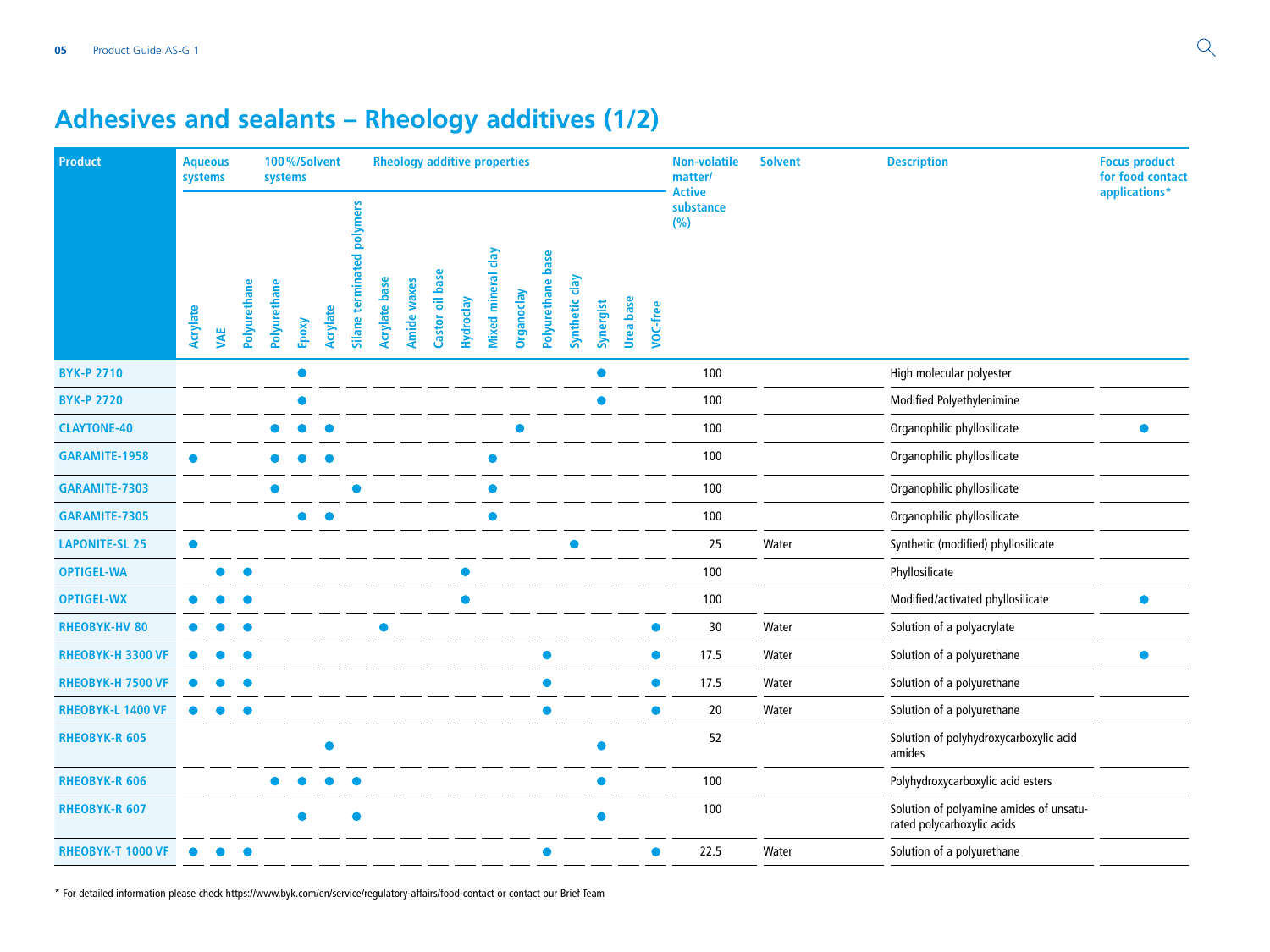# Adhesives and sealants – Rheology additives (1/2)

| Product | Aqueous systems | | | 100 %/Solvent systems | | | | Rheology additive properties | | | | | | | | | | | Non-volatile matter/ Active substance (%) | Solvent | Description | Focus product for food contact applications* |
|---|---|---|---|---|---|---|---|---|---|---|---|---|---|---|---|---|---|---|---|---|---|---|
| | Acrylate | VAE | Polyurethane | Polyurethane | Epoxy | Acrylate | Silane terminated polymers | Acrylate base | Amide waxes | Castor oil base | Hydroclay | Mixed mineral clay | Organoclay | Polyurethane base | Synthetic clay | Synergist | Urea base | VOC-free | | | | |
| BYK-P 2710 | | | | | ● | | | | | | | | | | | ● | | | 100 | | High molecular polyester | |
| BYK-P 2720 | | | | | ● | | | | | | | | | | | ● | | | 100 | | Modified Polyethylenimine | |
| CLAYTONE-40 | | | | ● | ● | ● | | | | | | | ● | | | | | | 100 | | Organophilic phyllosilicate | ● |
| GARAMITE-1958 | ● | | | ● | ● | ● | | | | | | ● | | | | | | | 100 | | Organophilic phyllosilicate | |
| GARAMITE-7303 | | | | ● | | | ● | | | | | ● | | | | | | | 100 | | Organophilic phyllosilicate | |
| GARAMITE-7305 | | | | | ● | ● | | | | | | ● | | | | | | | 100 | | Organophilic phyllosilicate | |
| LAPONITE-SL 25 | ● | | | | | | | | | | | | | | ● | | | | 25 | Water | Synthetic (modified) phyllosilicate | |
| OPTIGEL-WA | | ● | ● | | | | | | | | ● | | | | | | | | 100 | | Phyllosilicate | |
| OPTIGEL-WX | ● | ● | ● | | | | | | | | ● | | | | | | | | 100 | | Modified/activated phyllosilicate | ● |
| RHEOBYK-HV 80 | ● | ● | ● | | | | | ● | | | | | | | | | | ● | 30 | Water | Solution of a polyacrylate | |
| RHEOBYK-H 3300 VF | ● | ● | ● | | | | | | | | | | | ● | | | | ● | 17.5 | Water | Solution of a polyurethane | ● |
| RHEOBYK-H 7500 VF | ● | ● | ● | | | | | | | | | | | ● | | | | ● | 17.5 | Water | Solution of a polyurethane | |
| RHEOBYK-L 1400 VF | ● | ● | ● | | | | | | | | | | | ● | | | | ● | 20 | Water | Solution of a polyurethane | |
| RHEOBYK-R 605 | | | | | | ● | | | | | | | | | | ● | | | 52 | | Solution of polyhydroxycarboxylic acid amides | |
| RHEOBYK-R 606 | | | | ● | ● | ● | ● | | | | | | | | | ● | | | 100 | | Polyhydroxycarboxylic acid esters | |
| RHEOBYK-R 607 | | | | | ● | | ● | | | | | | | | | ● | | | 100 | | Solution of polyamine amides of unsaturated polycarboxylic acids | |
| RHEOBYK-T 1000 VF | ● | ● | ● | | | | | | | | | | | ● | | | | ● | 22.5 | Water | Solution of a polyurethane | |

* For detailed information please check https://www.byk.com/en/service/regulatory-affairs/food-contact or contact our Brief Team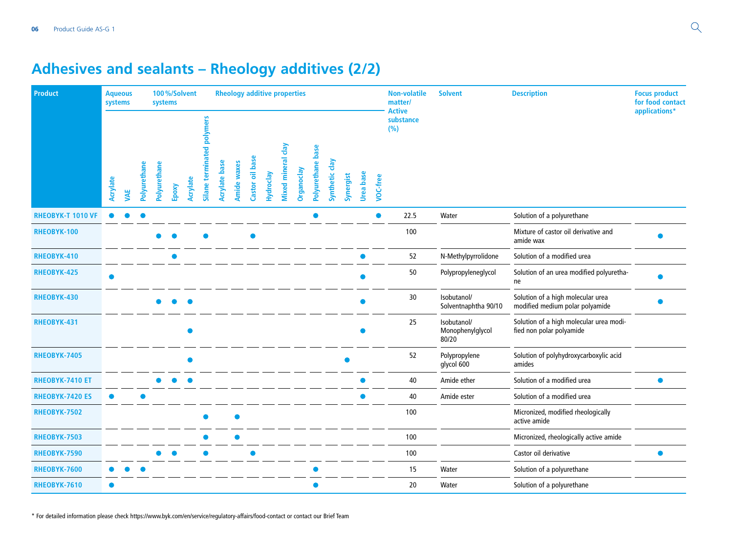# Adhesives and sealants – Rheology additives (2/2)

| Product | Aqueous systems | | | 100 %/Solvent systems | | | Rheology additive properties | | | | | | | | | | | | Non-volatile matter/ Active substance (%) | Solvent | Description | Focus product for food contact applications* |
|---|---|---|---|---|---|---|---|---|---|---|---|---|---|---|---|---|---|---|---|---|---|---|
| | Acrylate | VAE | Polyurethane | Polyurethane | Epoxy | Acrylate | Silane terminated polymers | Acrylate base | Amide waxes | Castor oil base | Hydroclay | Mixed mineral clay | Organoclay | Polyurethane base | Synthetic clay | Synergist | Urea base | VOC-free | | | | |
| **RHEOBYK-T 1010 VF** | ● | ● | ● | | | | | | | | | | | ● | | | | ● | 22.5 | Water | Solution of a polyurethane | |
| **RHEOBYK-100** | | | | ● | ● | | ● | | | ● | | | | | | | | | 100 | | Mixture of castor oil derivative and amide wax | ● |
| **RHEOBYK-410** | | | | | ● | | | | | | | | | | | | ● | | 52 | N-Methylpyrrolidone | Solution of a modified urea | |
| **RHEOBYK-425** | ● | | | | | | | | | | | | | | | | ● | | 50 | Polypropyleneglycol | Solution of an urea modified polyurethane | ● |
| **RHEOBYK-430** | | | | ● | ● | ● | | | | | | | | | | | ● | | 30 | Isobutanol/ Solventnaphtha 90/10 | Solution of a high molecular urea modified medium polar polyamide | ● |
| **RHEOBYK-431** | | | | | | ● | | | | | | | | | | | ● | | 25 | Isobutanol/ Monophenylglycol 80/20 | Solution of a high molecular urea modified non polar polyamide | |
| **RHEOBYK-7405** | | | | | | ● | | | | | | | | | | ● | | | 52 | Polypropylene glycol 600 | Solution of polyhydroxycarboxylic acid amides | |
| **RHEOBYK-7410 ET** | | | | ● | ● | ● | | | | | | | | | | | ● | | 40 | Amide ether | Solution of a modified urea | ● |
| **RHEOBYK-7420 ES** | ● | | ● | | | | | | | | | | | | | | ● | | 40 | Amide ester | Solution of a modified urea | |
| **RHEOBYK-7502** | | | | | | | ● | | ● | | | | | | | | | | 100 | | Micronized, modified rheologically active amide | |
| **RHEOBYK-7503** | | | | | | | ● | | ● | | | | | | | | | | 100 | | Micronized, rheologically active amide | |
| **RHEOBYK-7590** | | | | ● | ● | | ● | | | ● | | | | | | | | | 100 | | Castor oil derivative | ● |
| **RHEOBYK-7600** | ● | ● | ● | | | | | | | | | | | ● | | | | | 15 | Water | Solution of a polyurethane | |
| **RHEOBYK-7610** | ● | | | | | | | | | | | | | ● | | | | | 20 | Water | Solution of a polyurethane | |

* For detailed information please check https://www.byk.com/en/service/regulatory-affairs/food-contact or contact our Brief Team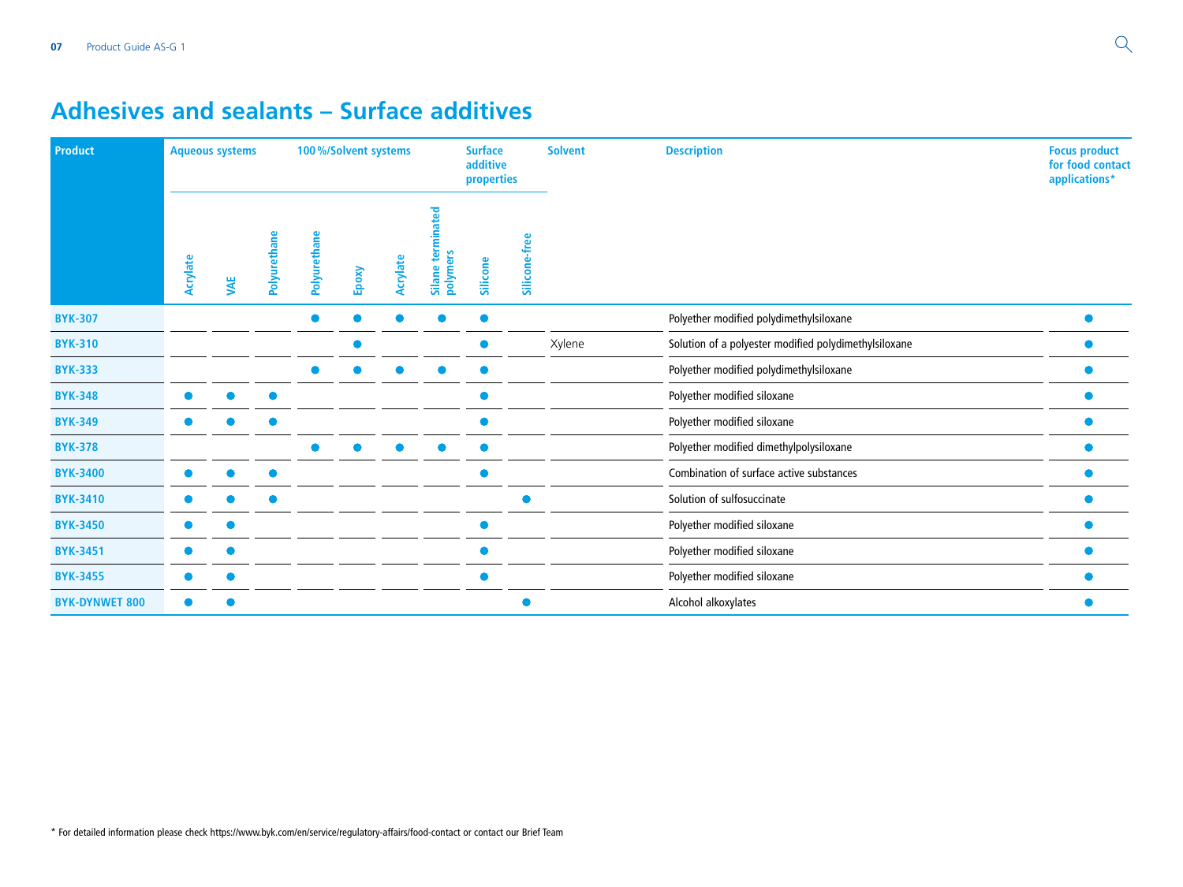# Adhesives and sealants – Surface additives

| Product | Aqueous systems | | | 100 %/Solvent systems | | | | Surface additive properties | | Solvent | Description | Focus product for food contact applications* |
|---|---|---|---|---|---|---|---|---|---|---|---|---|
| | Acrylate | VAE | Polyurethane | Polyurethane | Epoxy | Acrylate | Silane terminated polymers | Silicone | Silicone-free | | | |
| **BYK-307** | | | | ● | ● | ● | ● | ● | | | Polyether modified polydimethylsiloxane | ● |
| **BYK-310** | | | | | ● | | | ● | | Xylene | Solution of a polyester modified polydimethylsiloxane | ● |
| **BYK-333** | | | | ● | ● | ● | ● | ● | | | Polyether modified polydimethylsiloxane | ● |
| **BYK-348** | ● | ● | ● | | | | | ● | | | Polyether modified siloxane | ● |
| **BYK-349** | ● | ● | ● | | | | | ● | | | Polyether modified siloxane | ● |
| **BYK-378** | | | | ● | ● | ● | ● | ● | | | Polyether modified dimethylpolysiloxane | ● |
| **BYK-3400** | ● | ● | ● | | | | | ● | | | Combination of surface active substances | ● |
| **BYK-3410** | ● | ● | ● | | | | | | ● | | Solution of sulfosuccinate | ● |
| **BYK-3450** | ● | ● | | | | | | ● | | | Polyether modified siloxane | ● |
| **BYK-3451** | ● | ● | | | | | | ● | | | Polyether modified siloxane | ● |
| **BYK-3455** | ● | ● | | | | | | ● | | | Polyether modified siloxane | ● |
| **BYK-DYNWET 800** | ● | ● | | | | | | | ● | | Alcohol alkoxylates | ● |

* For detailed information please check https://www.byk.com/en/service/regulatory-affairs/food-contact or contact our Brief Team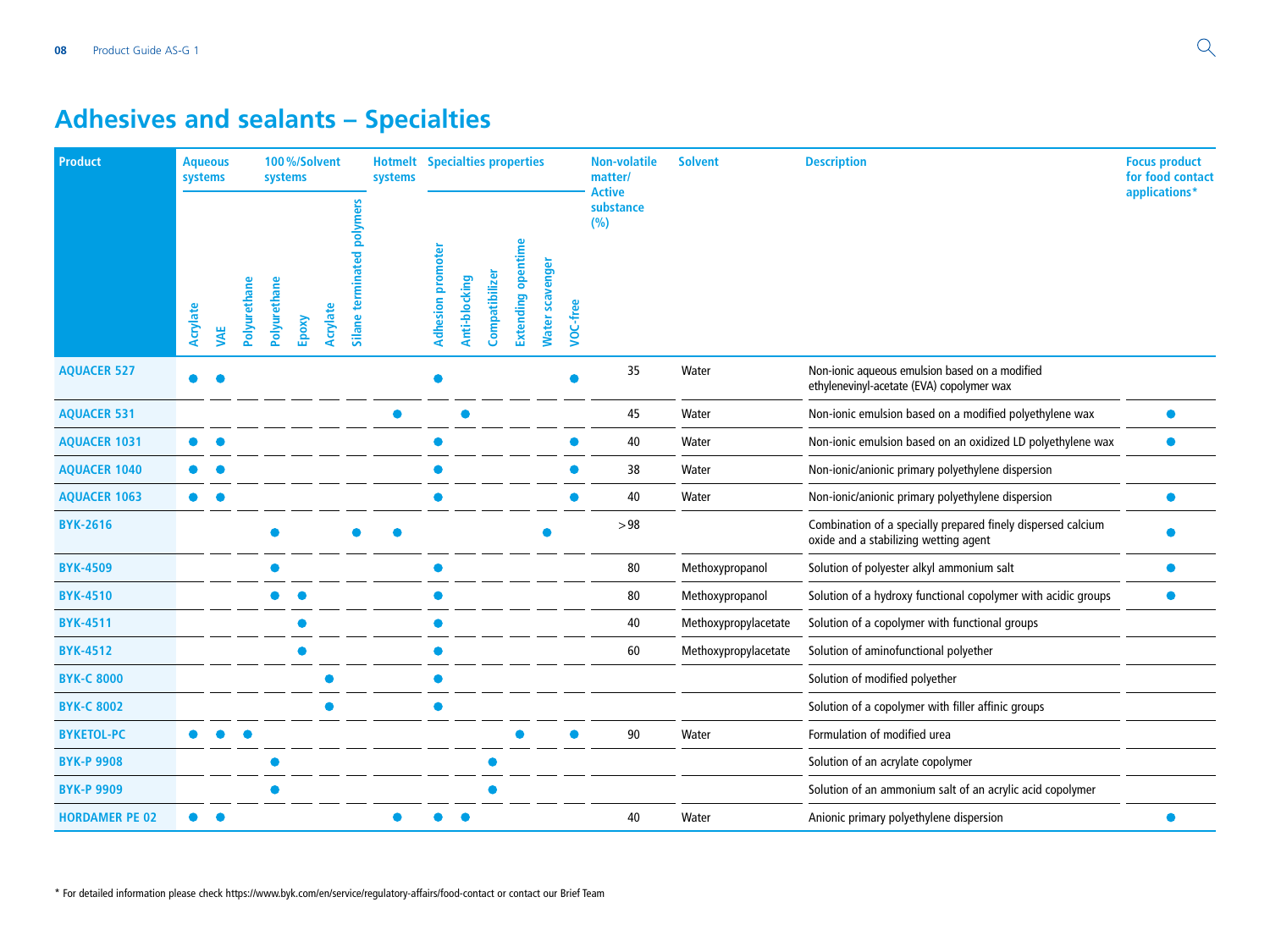# Adhesives and sealants – Specialties

| Product | Aqueous systems | | | 100 %/Solvent systems | | | | Hotmelt systems | Specialties properties | | | | | | Non-volatile matter/ Active substance (%) | Solvent | Description | Focus product for food contact applications* |
|---|---|---|---|---|---|---|---|---|---|---|---|---|---|---|---|---|---|---|
| | Acrylate | VAE | Polyurethane | Polyurethane | Epoxy | Acrylate | Silane terminated polymers | | Adhesion promoter | Anti-blocking | Compatibilizer | Extending opentime | Water scavenger | VOC-free | | | | |
| AQUACER 527 | ● | ● | | | | | | | ● | | | | | ● | 35 | Water | Non-ionic aqueous emulsion based on a modified ethylenevinyl-acetate (EVA) copolymer wax | |
| AQUACER 531 | | | | | | | | ● | | ● | | | | | 45 | Water | Non-ionic emulsion based on a modified polyethylene wax | ● |
| AQUACER 1031 | ● | ● | | | | | | | ● | | | | | ● | 40 | Water | Non-ionic emulsion based on an oxidized LD polyethylene wax | ● |
| AQUACER 1040 | ● | ● | | | | | | | ● | | | | | ● | 38 | Water | Non-ionic/anionic primary polyethylene dispersion | |
| AQUACER 1063 | ● | ● | | | | | | | ● | | | | | ● | 40 | Water | Non-ionic/anionic primary polyethylene dispersion | ● |
| BYK-2616 | | | | ● | | | ● | ● | | | | | ● | | >98 | | Combination of a specially prepared finely dispersed calcium oxide and a stabilizing wetting agent | ● |
| BYK-4509 | | | | ● | | | | | ● | | | | | | 80 | Methoxypropanol | Solution of polyester alkyl ammonium salt | ● |
| BYK-4510 | | | | ● | ● | | | | ● | | | | | | 80 | Methoxypropanol | Solution of a hydroxy functional copolymer with acidic groups | ● |
| BYK-4511 | | | | | ● | | | | ● | | | | | | 40 | Methoxypropylacetate | Solution of a copolymer with functional groups | |
| BYK-4512 | | | | | ● | | | | ● | | | | | | 60 | Methoxypropylacetate | Solution of aminofunctional polyether | |
| BYK-C 8000 | | | | | | ● | | | ● | | | | | | | | Solution of modified polyether | |
| BYK-C 8002 | | | | | | ● | | | ● | | | | | | | | Solution of a copolymer with filler affinic groups | |
| BYKETOL-PC | ● | ● | ● | | | | | | | | | ● | | ● | 90 | Water | Formulation of modified urea | |
| BYK-P 9908 | | | | ● | | | | | | | ● | | | | | | Solution of an acrylate copolymer | |
| BYK-P 9909 | | | | ● | | | | | | | ● | | | | | | Solution of an ammonium salt of an acrylic acid copolymer | |
| HORDAMER PE 02 | ● | ● | | | | | | ● | ● | ● | | | | | 40 | Water | Anionic primary polyethylene dispersion | ● |

* For detailed information please check https://www.byk.com/en/service/regulatory-affairs/food-contact or contact our Brief Team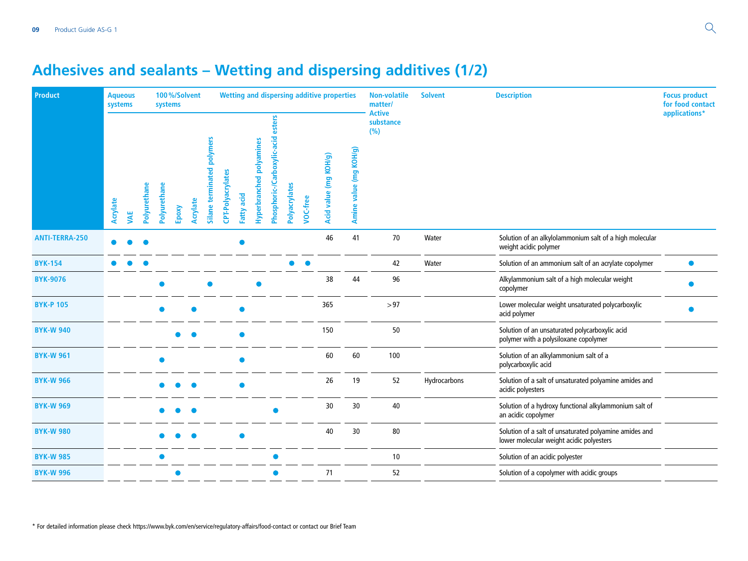# Adhesives and sealants – Wetting and dispersing additives (1/2)

| Product | Aqueous systems | | | 100 %/Solvent systems | | | Wetting and dispersing additive properties | | | | | | | | | Non-volatile matter/ Active substance (%) | Solvent | Description | Focus product for food contact applications* |
|---|---|---|---|---|---|---|---|---|---|---|---|---|---|---|---|---|---|---|---|
| | Acrylate | VAE | Polyurethane | Polyurethane | Epoxy | Acrylate | Silane terminated polymers | CPT-Polyacrylates | Fatty acid | Hyperbranched polyamines | Phosphoric-/Carboxylic-acid esters | Polyacrylates | VOC-free | Acid value (mg KOH/g) | Amine value (mg KOH/g) | | | | |
| **ANTI-TERRA-250** | ● | ● | ● | | | | | | ● | | | | | 46 | 41 | 70 | Water | Solution of an alkylolammonium salt of a high molecular weight acidic polymer | |
| **BYK-154** | ● | ● | ● | | | | | | | | | ● | ● | | | 42 | Water | Solution of an ammonium salt of an acrylate copolymer | ● |
| **BYK-9076** | | | | ● | | | ● | | | ● | | | | 38 | 44 | 96 | | Alkylammonium salt of a high molecular weight copolymer | ● |
| **BYK-P 105** | | | | ● | | ● | | | ● | | | | | 365 | | >97 | | Lower molecular weight unsaturated polycarboxylic acid polymer | ● |
| **BYK-W 940** | | | | | ● | ● | | | ● | | | | | 150 | | 50 | | Solution of an unsaturated polycarboxylic acid polymer with a polysiloxane copolymer | |
| **BYK-W 961** | | | | ● | | | | | ● | | | | | 60 | 60 | 100 | | Solution of an alkylammonium salt of a polycarboxylic acid | |
| **BYK-W 966** | | | | ● | ● | ● | | | ● | | | | | 26 | 19 | 52 | Hydrocarbons | Solution of a salt of unsaturated polyamine amides and acidic polyesters | |
| **BYK-W 969** | | | | ● | ● | ● | | | | | ● | | | 30 | 30 | 40 | | Solution of a hydroxy functional alkylammonium salt of an acidic copolymer | |
| **BYK-W 980** | | | | ● | ● | ● | | | ● | | | | | 40 | 30 | 80 | | Solution of a salt of unsaturated polyamine amides and lower molecular weight acidic polyesters | |
| **BYK-W 985** | | | | ● | | | | | | | ● | | | | | 10 | | Solution of an acidic polyester | |
| **BYK-W 996** | | | | | ● | | | | | | ● | | | 71 | | 52 | | Solution of a copolymer with acidic groups | |

* For detailed information please check https://www.byk.com/en/service/regulatory-affairs/food-contact or contact our Brief Team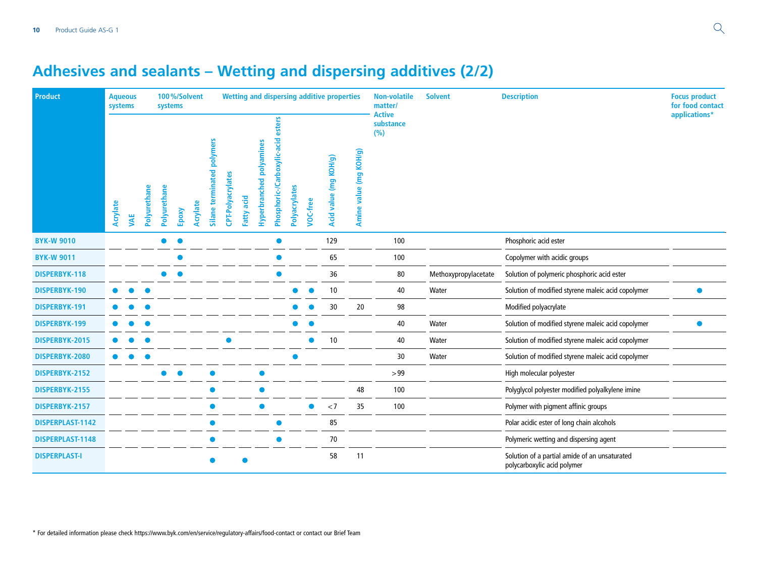# Adhesives and sealants – Wetting and dispersing additives (2/2)

| Product | Aqueous systems | | | 100%/Solvent systems | | | Wetting and dispersing additive properties | | | | | | | | | Non-volatile matter/ Active substance (%) | Solvent | Description | Focus product for food contact applications* |
|---|---|---|---|---|---|---|---|---|---|---|---|---|---|---|---|---|---|---|---|
| | Acrylate | VAE | Polyurethane | Polyurethane | Epoxy | Acrylate | Silane terminated polymers | CPT-Polyacrylates | Fatty acid | Hyperbranched polyamines | Phosphoric-/Carboxylic-acid esters | Polyacrylates | VOC-free | Acid value (mg KOH/g) | Amine value (mg KOH/g) | | | | |
| BYK-W 9010 | | | | ● | ● | | | | | | ● | | | 129 | | 100 | | Phosphoric acid ester | |
| BYK-W 9011 | | | | | ● | | | | | | ● | | | 65 | | 100 | | Copolymer with acidic groups | |
| DISPERBYK-118 | | | | ● | ● | | | | | | ● | | | 36 | | 80 | Methoxypropylacetate | Solution of polymeric phosphoric acid ester | |
| DISPERBYK-190 | ● | ● | ● | | | | | | | | | ● | ● | 10 | | 40 | Water | Solution of modified styrene maleic acid copolymer | ● |
| DISPERBYK-191 | ● | ● | ● | | | | | | | | | ● | ● | 30 | 20 | 98 | | Modified polyacrylate | |
| DISPERBYK-199 | ● | ● | ● | | | | | | | | | ● | ● | | | 40 | Water | Solution of modified styrene maleic acid copolymer | ● |
| DISPERBYK-2015 | ● | ● | ● | | | | | ● | | | | | ● | 10 | | 40 | Water | Solution of modified styrene maleic acid copolymer | |
| DISPERBYK-2080 | ● | ● | ● | | | | | | | | | ● | | | | 30 | Water | Solution of modified styrene maleic acid copolymer | |
| DISPERBYK-2152 | | | | ● | ● | | ● | | | ● | | | | | | >99 | | High molecular polyester | |
| DISPERBYK-2155 | | | | | | | ● | | | ● | | | | | 48 | 100 | | Polyglycol polyester modified polyalkylene imine | |
| DISPERBYK-2157 | | | | | | | ● | | | ● | | | ● | <7 | 35 | 100 | | Polymer with pigment affinic groups | |
| DISPERPLAST-1142 | | | | | | | ● | | | | ● | | | 85 | | | | Polar acidic ester of long chain alcohols | |
| DISPERPLAST-1148 | | | | | | | ● | | | | ● | | | 70 | | | | Polymeric wetting and dispersing agent | |
| DISPERPLAST-I | | | | | | | ● | | ● | | | | | 58 | 11 | | | Solution of a partial amide of an unsaturated polycarboxylic acid polymer | |

* For detailed information please check https://www.byk.com/en/service/regulatory-affairs/food-contact or contact our Brief Team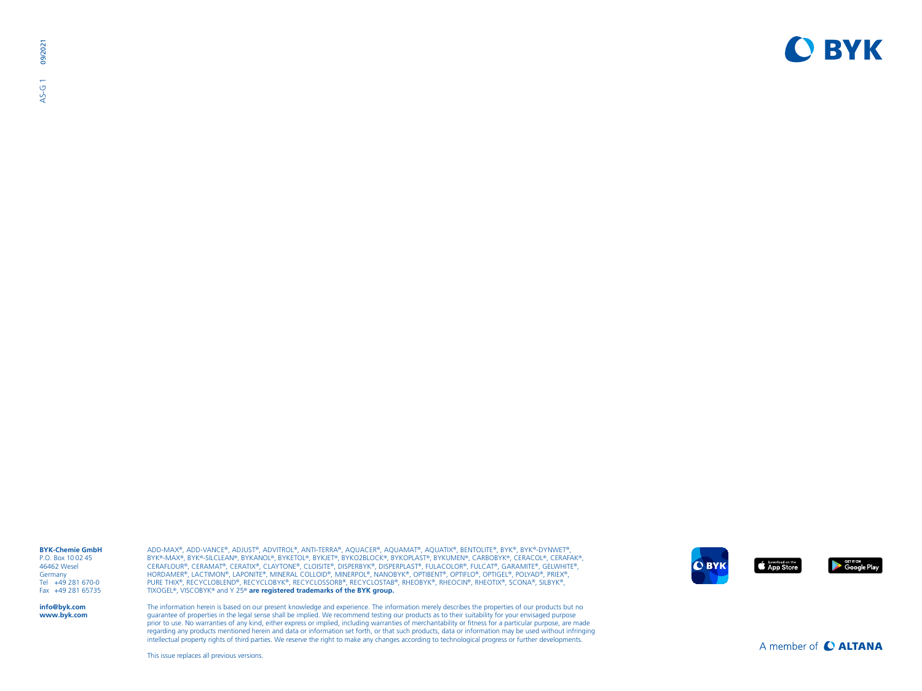AS-G 1 09/2021

**BYK-Chemie GmbH**
P.O. Box 10 02 45
46462 Wesel
Germany
Tel +49 281 670-0
Fax +49 281 65735

**info@byk.com**
**www.byk.com**

ADD-MAX®, ADD-VANCE®, ADJUST®, ADVITROL®, ANTI-TERRA®, AQUACER®, AQUAMAT®, AQUATIX®, BENTOLITE®, BYK®, BYK®-DYNWET®, BYK®-MAX®, BYK®-SILCLEAN®, BYKANOL®, BYKETOL®, BYKJET®, BYKO2BLOCK®, BYKOPLAST®, BYKUMEN®, CARBOBYK®, CERACOL®, CERAFAK®, CERAFLOUR®, CERAMAT®, CERATIX®, CLAYTONE®, CLOISITE®, DISPERBYK®, DISPERPLAST®, FULACOLOR®, FULCAT®, GARAMITE®, GELWHITE®, HORDAMER®, LACTIMON®, LAPONITE®, MINERAL COLLOID®, MINERPOL®, NANOBYK®, OPTIBENT®, OPTIFLO®, OPTIGEL®, POLYAD®, PRIEX®, PURE THIX®, RECYCLOBLEND®, RECYCLOBYK®, RECYCLOSSORB®, RECYCLOSTAB®, RHEOBYK®, RHEOCIN®, RHEOTIX®, SCONA®, SILBYK®, TIXOGEL®, VISCOBYK® and Y 25® **are registered trademarks of the BYK group.**

The information herein is based on our present knowledge and experience. The information merely describes the properties of our products but no guarantee of properties in the legal sense shall be implied. We recommend testing our products as to their suitability for your envisaged purpose prior to use. No warranties of any kind, either express or implied, including warranties of merchantability or fitness for a particular purpose, are made regarding any products mentioned herein and data or information set forth, or that such products, data or information may be used without infringing intellectual property rights of third parties. We reserve the right to make any changes according to technological progress or further developments.

This issue replaces all previous versions.

A member of ALTANA